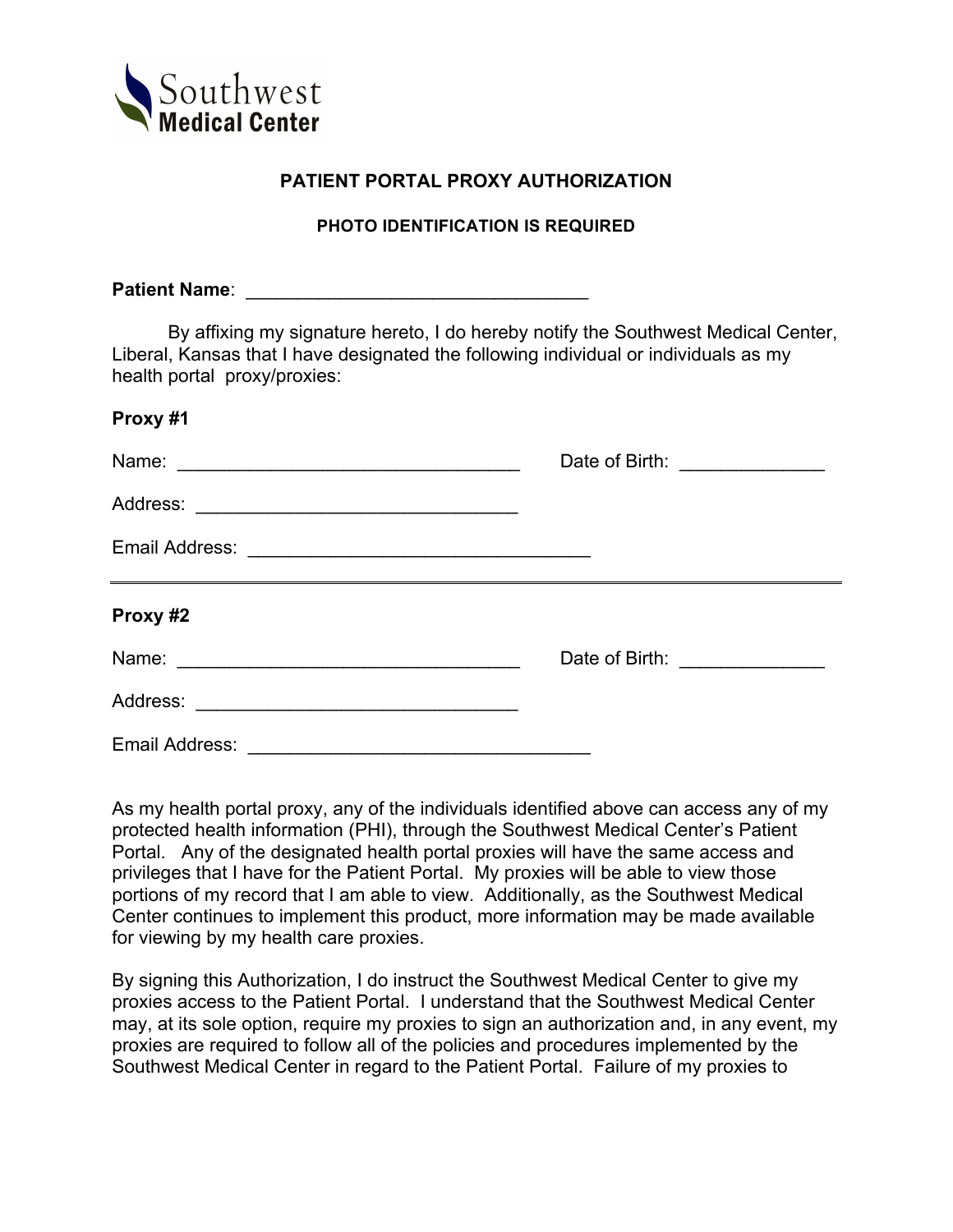Southwest Medical Center

# PATIENT PORTAL PROXY AUTHORIZATION

### PHOTO IDENTIFICATION IS REQUIRED

**Patient Name**: ________________________________

By affixing my signature hereto, I do hereby notify the Southwest Medical Center, Liberal, Kansas that I have designated the following individual or individuals as my health portal proxy/proxies:

**Proxy #1**

Name: ________________________________ Date of Birth: ______________

Address: ______________________________

Email Address: ________________________________

---

**Proxy #2**

Name: ________________________________ Date of Birth: ______________

Address: ______________________________

Email Address: ________________________________

As my health portal proxy, any of the individuals identified above can access any of my protected health information (PHI), through the Southwest Medical Center's Patient Portal. Any of the designated health portal proxies will have the same access and privileges that I have for the Patient Portal. My proxies will be able to view those portions of my record that I am able to view. Additionally, as the Southwest Medical Center continues to implement this product, more information may be made available for viewing by my health care proxies.

By signing this Authorization, I do instruct the Southwest Medical Center to give my proxies access to the Patient Portal. I understand that the Southwest Medical Center may, at its sole option, require my proxies to sign an authorization and, in any event, my proxies are required to follow all of the policies and procedures implemented by the Southwest Medical Center in regard to the Patient Portal. Failure of my proxies to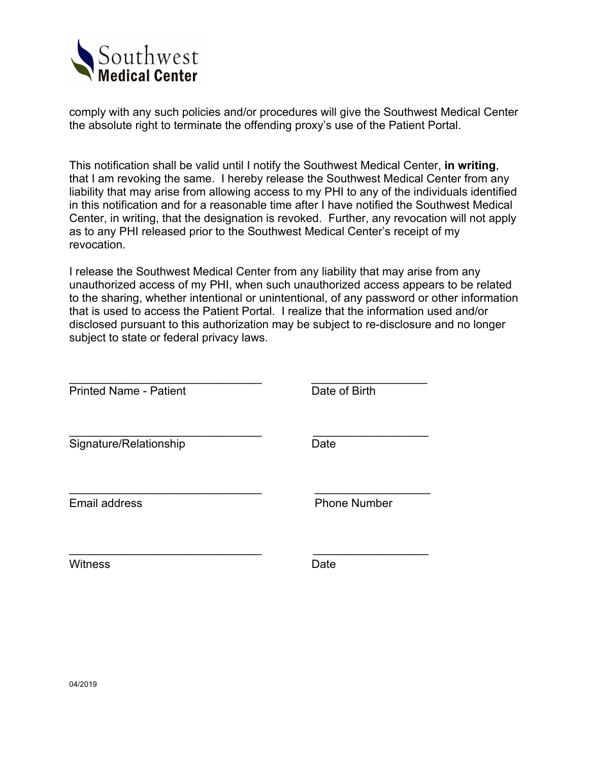comply with any such policies and/or procedures will give the Southwest Medical Center the absolute right to terminate the offending proxy's use of the Patient Portal.

This notification shall be valid until I notify the Southwest Medical Center, **in writing**, that I am revoking the same. I hereby release the Southwest Medical Center from any liability that may arise from allowing access to my PHI to any of the individuals identified in this notification and for a reasonable time after I have notified the Southwest Medical Center, in writing, that the designation is revoked. Further, any revocation will not apply as to any PHI released prior to the Southwest Medical Center's receipt of my revocation.

I release the Southwest Medical Center from any liability that may arise from any unauthorized access of my PHI, when such unauthorized access appears to be related to the sharing, whether intentional or unintentional, of any password or other information that is used to access the Patient Portal. I realize that the information used and/or disclosed pursuant to this authorization may be subject to re-disclosure and no longer subject to state or federal privacy laws.

\_\_\_\_\_\_\_\_\_\_\_\_\_\_\_\_\_\_\_\_\_\_\_\_\_\_\_\_\_\_ \_\_\_\_\_\_\_\_\_\_\_\_\_\_\_\_\_\_
Printed Name - Patient Date of Birth

\_\_\_\_\_\_\_\_\_\_\_\_\_\_\_\_\_\_\_\_\_\_\_\_\_\_\_\_\_\_ \_\_\_\_\_\_\_\_\_\_\_\_\_\_\_\_\_\_
Signature/Relationship Date

\_\_\_\_\_\_\_\_\_\_\_\_\_\_\_\_\_\_\_\_\_\_\_\_\_\_\_\_\_\_ \_\_\_\_\_\_\_\_\_\_\_\_\_\_\_\_\_\_
Email address Phone Number

\_\_\_\_\_\_\_\_\_\_\_\_\_\_\_\_\_\_\_\_\_\_\_\_\_\_\_\_\_\_ \_\_\_\_\_\_\_\_\_\_\_\_\_\_\_\_\_\_
Witness Date

04/2019